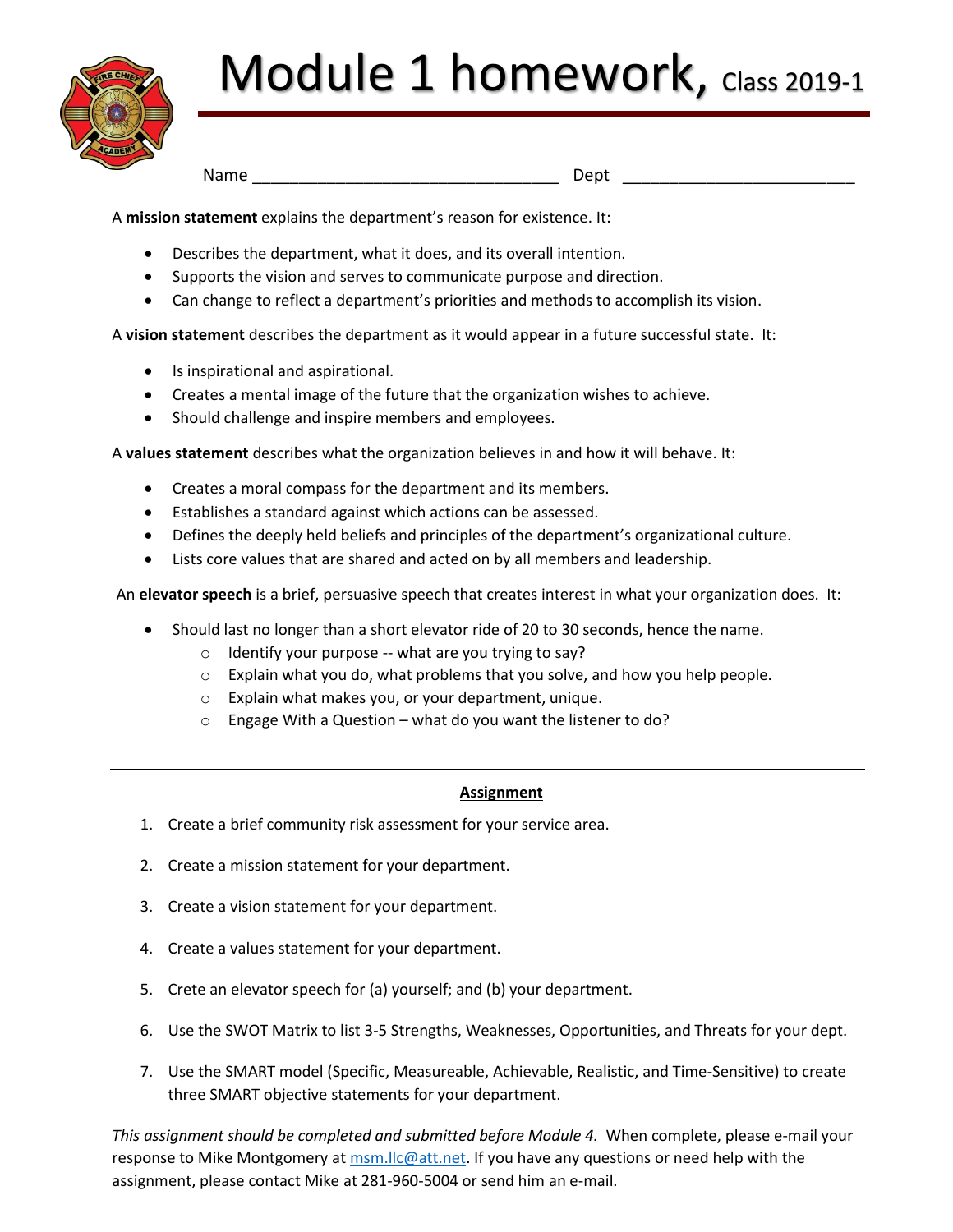# Module 1 homework, Class 2019-1

Name \_\_\_\_\_\_\_\_\_\_\_\_\_\_\_\_\_\_\_\_\_\_\_\_\_\_\_\_\_\_\_\_\_\_ Dept \_\_\_\_\_\_\_\_\_\_\_\_\_\_\_\_\_\_\_\_\_\_\_\_\_\_

A **mission statement** explains the department's reason for existence. It:

- Describes the department, what it does, and its overall intention.
- Supports the vision and serves to communicate purpose and direction.
- Can change to reflect a department's priorities and methods to accomplish its vision.

A **vision statement** describes the department as it would appear in a future successful state. It:

- Is inspirational and aspirational.
- Creates a mental image of the future that the organization wishes to achieve.
- Should challenge and inspire members and employees.

A **values statement** describes what the organization believes in and how it will behave. It:

- Creates a moral compass for the department and its members.
- Establishes a standard against which actions can be assessed.
- Defines the deeply held beliefs and principles of the department's organizational culture.
- Lists core values that are shared and acted on by all members and leadership.

An **elevator speech** is a brief, persuasive speech that creates interest in what your organization does. It:

- Should last no longer than a short elevator ride of 20 to 30 seconds, hence the name.
  - Identify your purpose -- what are you trying to say?
  - Explain what you do, what problems that you solve, and how you help people.
  - Explain what makes you, or your department, unique.
  - Engage With a Question – what do you want the listener to do?

---

## Assignment

1. Create a brief community risk assessment for your service area.
2. Create a mission statement for your department.
3. Create a vision statement for your department.
4. Create a values statement for your department.
5. Crete an elevator speech for (a) yourself; and (b) your department.
6. Use the SWOT Matrix to list 3-5 Strengths, Weaknesses, Opportunities, and Threats for your dept.
7. Use the SMART model (Specific, Measureable, Achievable, Realistic, and Time-Sensitive) to create three SMART objective statements for your department.

*This assignment should be completed and submitted before Module 4.* When complete, please e-mail your response to Mike Montgomery at msm.llc@att.net. If you have any questions or need help with the assignment, please contact Mike at 281-960-5004 or send him an e-mail.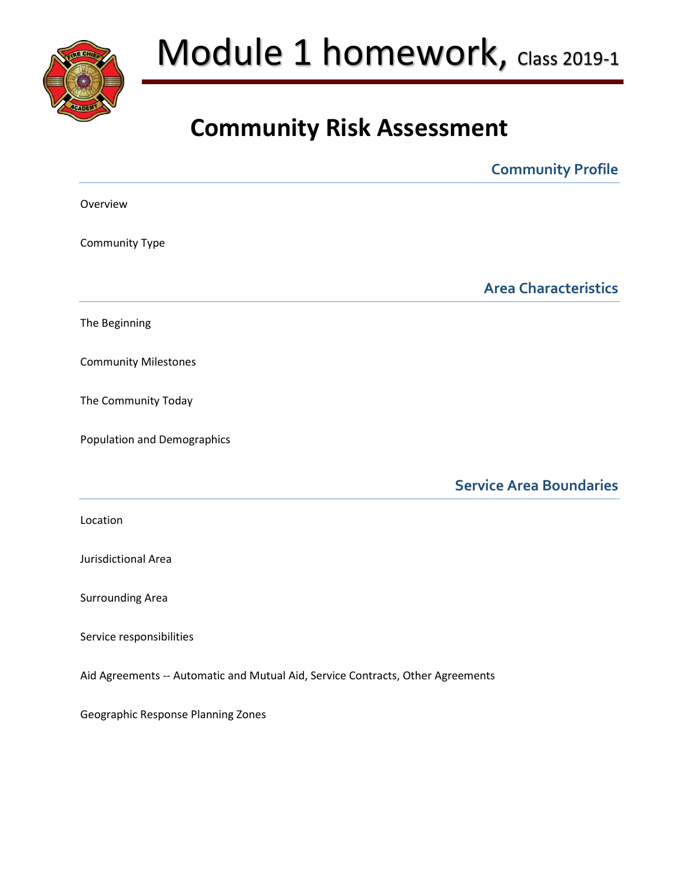# Module 1 homework, Class 2019-1

# Community Risk Assessment

## Community Profile

Overview

Community Type

## Area Characteristics

The Beginning

Community Milestones

The Community Today

Population and Demographics

## Service Area Boundaries

Location

Jurisdictional Area

Surrounding Area

Service responsibilities

Aid Agreements -- Automatic and Mutual Aid, Service Contracts, Other Agreements

Geographic Response Planning Zones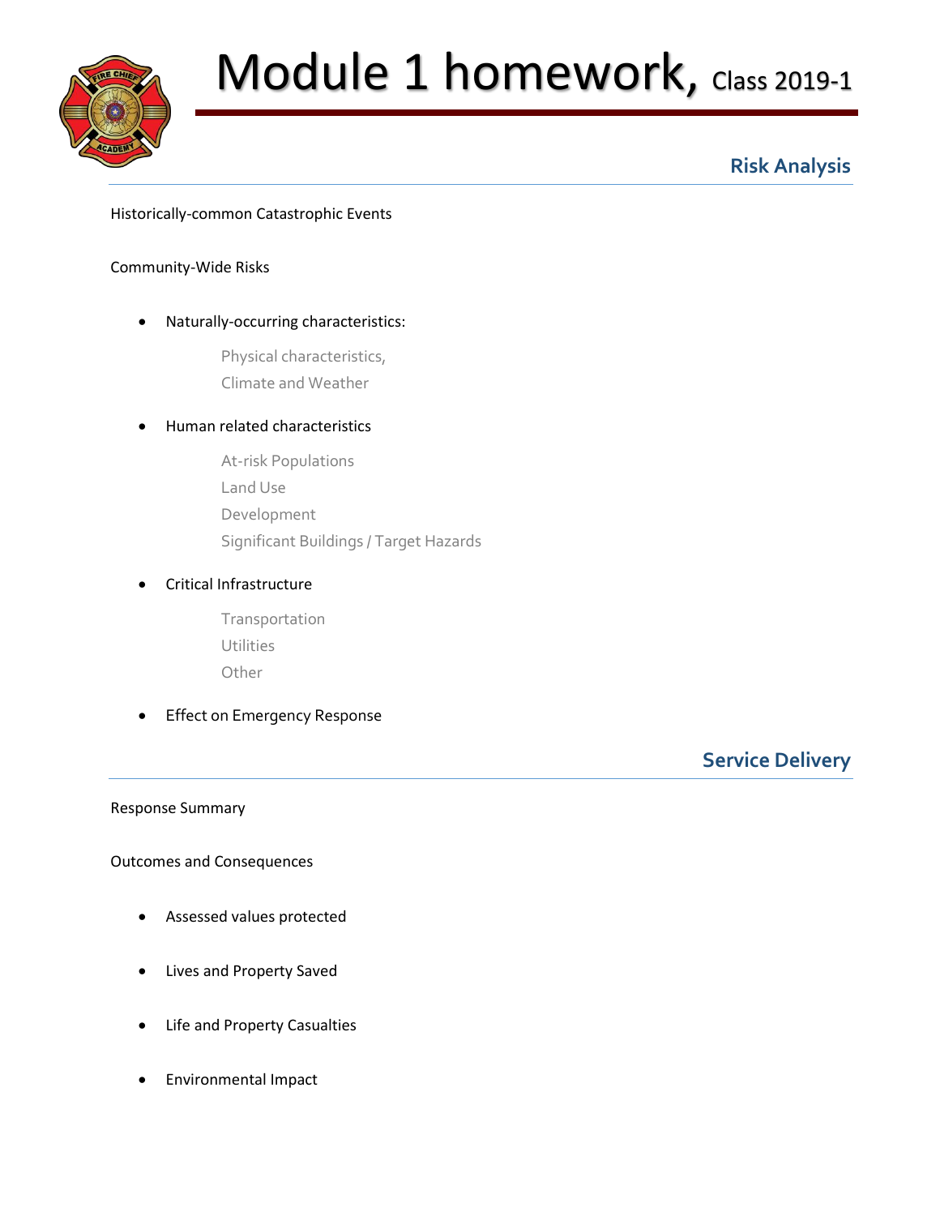# Module 1 homework, Class 2019-1

## Risk Analysis

Historically-common Catastrophic Events

Community-Wide Risks

- Naturally-occurring characteristics:

    Physical characteristics,

    Climate and Weather

- Human related characteristics

    At-risk Populations

    Land Use

    Development

    Significant Buildings / Target Hazards

- Critical Infrastructure

    Transportation

    Utilities

    Other

- Effect on Emergency Response

## Service Delivery

Response Summary

Outcomes and Consequences

- Assessed values protected
- Lives and Property Saved
- Life and Property Casualties
- Environmental Impact